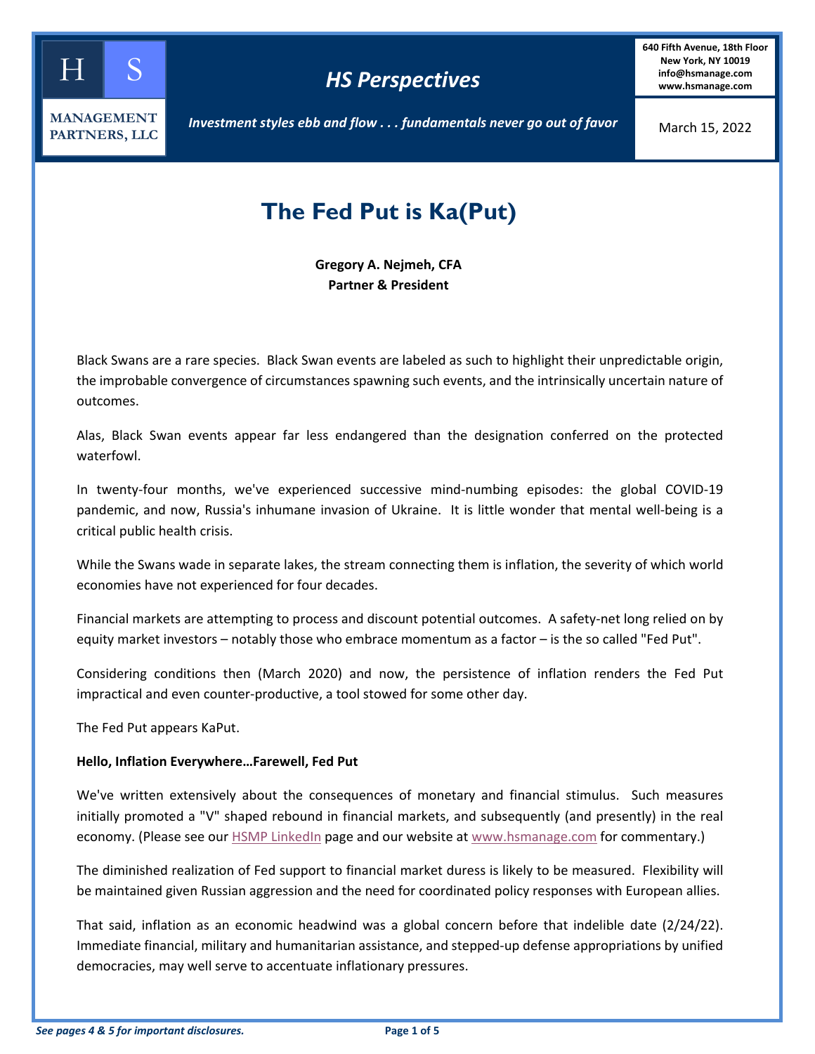HS Management Partners, LLC

# HS Perspectives

640 Fifth Avenue, 18th Floor
New York, NY 10019
info@hsmanage.com
www.hsmanage.com

*Investment styles ebb and flow . . . fundamentals never go out of favor*

March 15, 2022

## The Fed Put is Ka(Put)

**Gregory A. Nejmeh, CFA**
**Partner & President**

Black Swans are a rare species. Black Swan events are labeled as such to highlight their unpredictable origin, the improbable convergence of circumstances spawning such events, and the intrinsically uncertain nature of outcomes.

Alas, Black Swan events appear far less endangered than the designation conferred on the protected waterfowl.

In twenty-four months, we've experienced successive mind-numbing episodes: the global COVID-19 pandemic, and now, Russia's inhumane invasion of Ukraine. It is little wonder that mental well-being is a critical public health crisis.

While the Swans wade in separate lakes, the stream connecting them is inflation, the severity of which world economies have not experienced for four decades.

Financial markets are attempting to process and discount potential outcomes. A safety-net long relied on by equity market investors – notably those who embrace momentum as a factor – is the so called "Fed Put".

Considering conditions then (March 2020) and now, the persistence of inflation renders the Fed Put impractical and even counter-productive, a tool stowed for some other day.

The Fed Put appears KaPut.

**Hello, Inflation Everywhere…Farewell, Fed Put**

We've written extensively about the consequences of monetary and financial stimulus. Such measures initially promoted a "V" shaped rebound in financial markets, and subsequently (and presently) in the real economy. (Please see our HSMP LinkedIn page and our website at www.hsmanage.com for commentary.)

The diminished realization of Fed support to financial market duress is likely to be measured. Flexibility will be maintained given Russian aggression and the need for coordinated policy responses with European allies.

That said, inflation as an economic headwind was a global concern before that indelible date (2/24/22). Immediate financial, military and humanitarian assistance, and stepped-up defense appropriations by unified democracies, may well serve to accentuate inflationary pressures.

*See pages 4 & 5 for important disclosures.*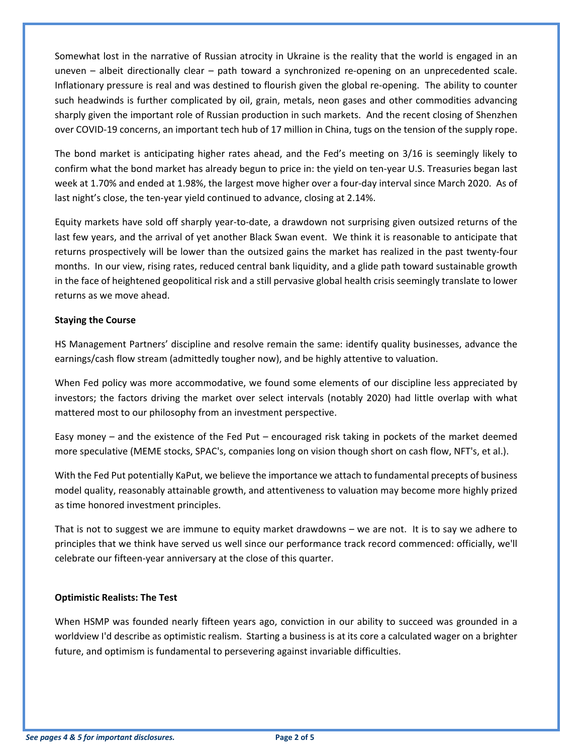Somewhat lost in the narrative of Russian atrocity in Ukraine is the reality that the world is engaged in an uneven – albeit directionally clear – path toward a synchronized re-opening on an unprecedented scale. Inflationary pressure is real and was destined to flourish given the global re-opening. The ability to counter such headwinds is further complicated by oil, grain, metals, neon gases and other commodities advancing sharply given the important role of Russian production in such markets. And the recent closing of Shenzhen over COVID-19 concerns, an important tech hub of 17 million in China, tugs on the tension of the supply rope.

The bond market is anticipating higher rates ahead, and the Fed's meeting on 3/16 is seemingly likely to confirm what the bond market has already begun to price in: the yield on ten-year U.S. Treasuries began last week at 1.70% and ended at 1.98%, the largest move higher over a four-day interval since March 2020. As of last night's close, the ten-year yield continued to advance, closing at 2.14%.

Equity markets have sold off sharply year-to-date, a drawdown not surprising given outsized returns of the last few years, and the arrival of yet another Black Swan event. We think it is reasonable to anticipate that returns prospectively will be lower than the outsized gains the market has realized in the past twenty-four months. In our view, rising rates, reduced central bank liquidity, and a glide path toward sustainable growth in the face of heightened geopolitical risk and a still pervasive global health crisis seemingly translate to lower returns as we move ahead.

**Staying the Course**

HS Management Partners' discipline and resolve remain the same: identify quality businesses, advance the earnings/cash flow stream (admittedly tougher now), and be highly attentive to valuation.

When Fed policy was more accommodative, we found some elements of our discipline less appreciated by investors; the factors driving the market over select intervals (notably 2020) had little overlap with what mattered most to our philosophy from an investment perspective.

Easy money – and the existence of the Fed Put – encouraged risk taking in pockets of the market deemed more speculative (MEME stocks, SPAC's, companies long on vision though short on cash flow, NFT's, et al.).

With the Fed Put potentially KaPut, we believe the importance we attach to fundamental precepts of business model quality, reasonably attainable growth, and attentiveness to valuation may become more highly prized as time honored investment principles.

That is not to suggest we are immune to equity market drawdowns – we are not. It is to say we adhere to principles that we think have served us well since our performance track record commenced: officially, we'll celebrate our fifteen-year anniversary at the close of this quarter.

**Optimistic Realists: The Test**

When HSMP was founded nearly fifteen years ago, conviction in our ability to succeed was grounded in a worldview I'd describe as optimistic realism. Starting a business is at its core a calculated wager on a brighter future, and optimism is fundamental to persevering against invariable difficulties.

*See pages 4 & 5 for important disclosures.*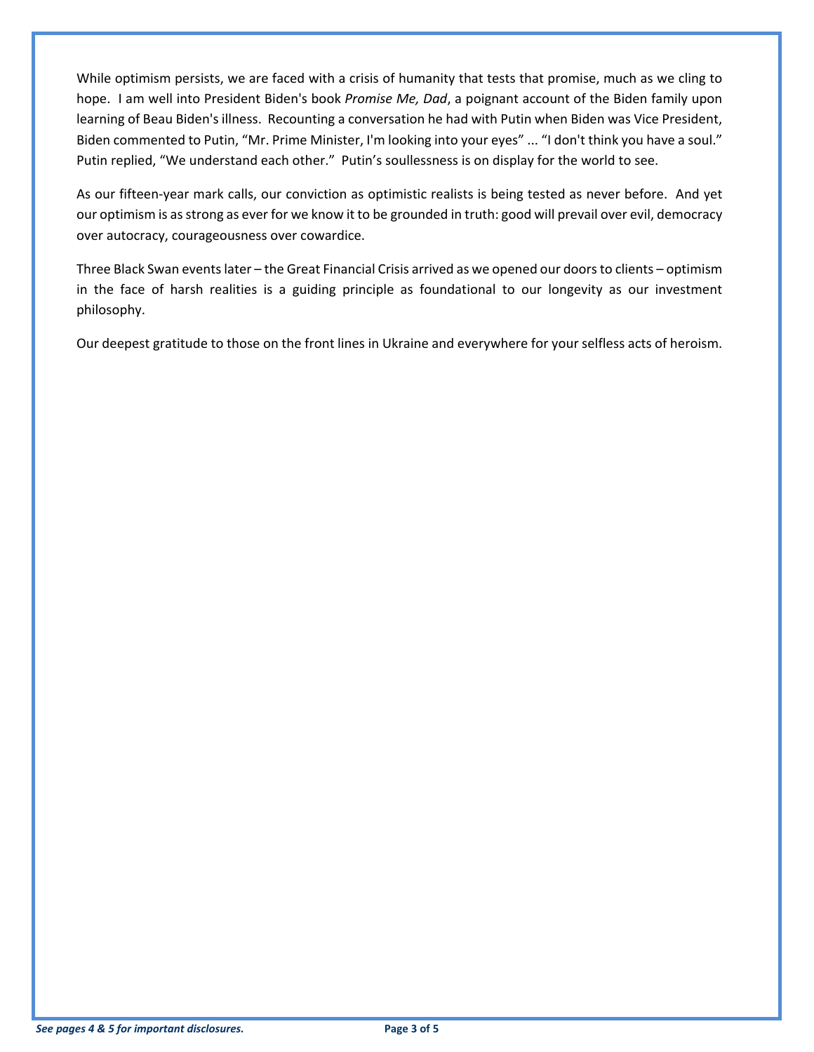While optimism persists, we are faced with a crisis of humanity that tests that promise, much as we cling to hope. I am well into President Biden's book *Promise Me, Dad*, a poignant account of the Biden family upon learning of Beau Biden's illness. Recounting a conversation he had with Putin when Biden was Vice President, Biden commented to Putin, "Mr. Prime Minister, I'm looking into your eyes" ... "I don't think you have a soul." Putin replied, "We understand each other." Putin's soullessness is on display for the world to see.

As our fifteen-year mark calls, our conviction as optimistic realists is being tested as never before. And yet our optimism is as strong as ever for we know it to be grounded in truth: good will prevail over evil, democracy over autocracy, courageousness over cowardice.

Three Black Swan events later – the Great Financial Crisis arrived as we opened our doors to clients – optimism in the face of harsh realities is a guiding principle as foundational to our longevity as our investment philosophy.

Our deepest gratitude to those on the front lines in Ukraine and everywhere for your selfless acts of heroism.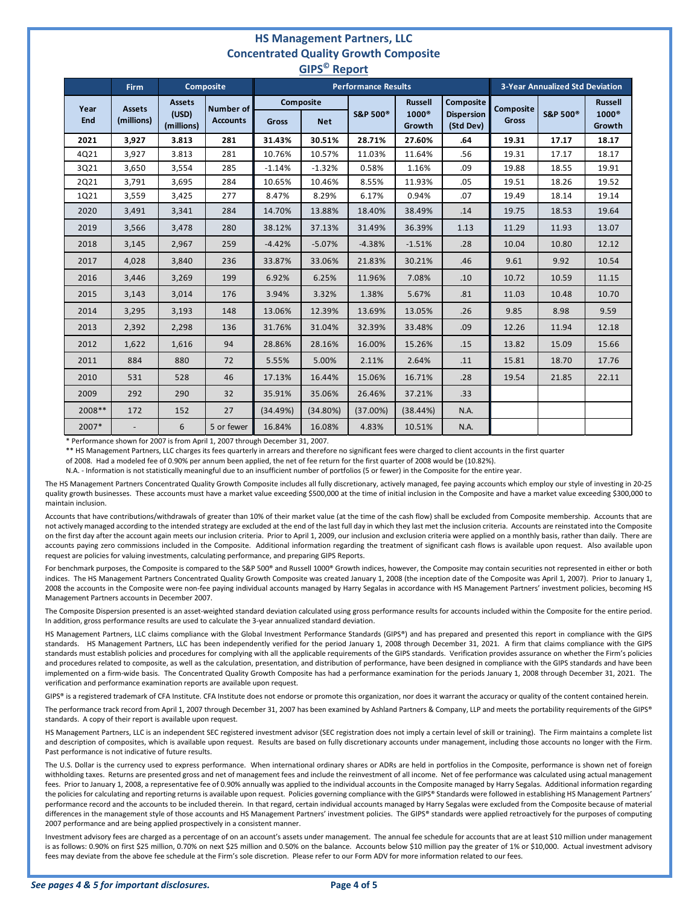# HS Management Partners, LLC
## Concentrated Quality Growth Composite
### GIPS© Report

| | Firm | Composite | | Performance Results | | | | | 3-Year Annualized Std Deviation | | |
|---|---|---|---|---|---|---|---|---|---|---|---|
| Year End | Assets (millions) | Assets (USD) (millions) | Number of Accounts | Composite Gross | Composite Net | S&P 500® | Russell 1000® Growth | Composite Dispersion (Std Dev) | Composite Gross | S&P 500® | Russell 1000® Growth |
| **2021** | **3,927** | **3.813** | **281** | **31.43%** | **30.51%** | **28.71%** | **27.60%** | **.64** | **19.31** | **17.17** | **18.17** |
| 4Q21 | 3,927 | 3.813 | 281 | 10.76% | 10.57% | 11.03% | 11.64% | .56 | 19.31 | 17.17 | 18.17 |
| 3Q21 | 3,650 | 3,554 | 285 | -1.14% | -1.32% | 0.58% | 1.16% | .09 | 19.88 | 18.55 | 19.91 |
| 2Q21 | 3,791 | 3,695 | 284 | 10.65% | 10.46% | 8.55% | 11.93% | .05 | 19.51 | 18.26 | 19.52 |
| 1Q21 | 3,559 | 3,425 | 277 | 8.47% | 8.29% | 6.17% | 0.94% | .07 | 19.49 | 18.14 | 19.14 |
| 2020 | 3,491 | 3,341 | 284 | 14.70% | 13.88% | 18.40% | 38.49% | .14 | 19.75 | 18.53 | 19.64 |
| 2019 | 3,566 | 3,478 | 280 | 38.12% | 37.13% | 31.49% | 36.39% | 1.13 | 11.29 | 11.93 | 13.07 |
| 2018 | 3,145 | 2,967 | 259 | -4.42% | -5.07% | -4.38% | -1.51% | .28 | 10.04 | 10.80 | 12.12 |
| 2017 | 4,028 | 3,840 | 236 | 33.87% | 33.06% | 21.83% | 30.21% | .46 | 9.61 | 9.92 | 10.54 |
| 2016 | 3,446 | 3,269 | 199 | 6.92% | 6.25% | 11.96% | 7.08% | .10 | 10.72 | 10.59 | 11.15 |
| 2015 | 3,143 | 3,014 | 176 | 3.94% | 3.32% | 1.38% | 5.67% | .81 | 11.03 | 10.48 | 10.70 |
| 2014 | 3,295 | 3,193 | 148 | 13.06% | 12.39% | 13.69% | 13.05% | .26 | 9.85 | 8.98 | 9.59 |
| 2013 | 2,392 | 2,298 | 136 | 31.76% | 31.04% | 32.39% | 33.48% | .09 | 12.26 | 11.94 | 12.18 |
| 2012 | 1,622 | 1,616 | 94 | 28.86% | 28.16% | 16.00% | 15.26% | .15 | 13.82 | 15.09 | 15.66 |
| 2011 | 884 | 880 | 72 | 5.55% | 5.00% | 2.11% | 2.64% | .11 | 15.81 | 18.70 | 17.76 |
| 2010 | 531 | 528 | 46 | 17.13% | 16.44% | 15.06% | 16.71% | .28 | 19.54 | 21.85 | 22.11 |
| 2009 | 292 | 290 | 32 | 35.91% | 35.06% | 26.46% | 37.21% | .33 | | | |
| 2008** | 172 | 152 | 27 | (34.49%) | (34.80%) | (37.00%) | (38.44%) | N.A. | | | |
| 2007* | - | 6 | 5 or fewer | 16.84% | 16.08% | 4.83% | 10.51% | N.A. | | | |

\* Performance shown for 2007 is from April 1, 2007 through December 31, 2007.

** HS Management Partners, LLC charges its fees quarterly in arrears and therefore no significant fees were charged to client accounts in the first quarter of 2008. Had a modeled fee of 0.90% per annum been applied, the net of fee return for the first quarter of 2008 would be (10.82%).

N.A. - Information is not statistically meaningful due to an insufficient number of portfolios (5 or fewer) in the Composite for the entire year.

The HS Management Partners Concentrated Quality Growth Composite includes all fully discretionary, actively managed, fee paying accounts which employ our style of investing in 20-25 quality growth businesses. These accounts must have a market value exceeding $500,000 at the time of initial inclusion in the Composite and have a market value exceeding $300,000 to maintain inclusion.

Accounts that have contributions/withdrawals of greater than 10% of their market value (at the time of the cash flow) shall be excluded from Composite membership. Accounts that are not actively managed according to the intended strategy are excluded at the end of the last full day in which they last met the inclusion criteria. Accounts are reinstated into the Composite on the first day after the account again meets our inclusion criteria. Prior to April 1, 2009, our inclusion and exclusion criteria were applied on a monthly basis, rather than daily. There are accounts paying zero commissions included in the Composite. Additional information regarding the treatment of significant cash flows is available upon request. Also available upon request are policies for valuing investments, calculating performance, and preparing GIPS Reports.

For benchmark purposes, the Composite is compared to the S&P 500® and Russell 1000® Growth indices, however, the Composite may contain securities not represented in either or both indices. The HS Management Partners Concentrated Quality Growth Composite was created January 1, 2008 (the inception date of the Composite was April 1, 2007). Prior to January 1, 2008 the accounts in the Composite were non-fee paying individual accounts managed by Harry Segalas in accordance with HS Management Partners' investment policies, becoming HS Management Partners accounts in December 2007.

The Composite Dispersion presented is an asset-weighted standard deviation calculated using gross performance results for accounts included within the Composite for the entire period. In addition, gross performance results are used to calculate the 3-year annualized standard deviation.

HS Management Partners, LLC claims compliance with the Global Investment Performance Standards (GIPS®) and has prepared and presented this report in compliance with the GIPS standards. HS Management Partners, LLC has been independently verified for the period January 1, 2008 through December 31, 2021. A firm that claims compliance with the GIPS standards must establish policies and procedures for complying with all the applicable requirements of the GIPS standards. Verification provides assurance on whether the Firm's policies and procedures related to composite, as well as the calculation, presentation, and distribution of performance, have been designed in compliance with the GIPS standards and have been implemented on a firm-wide basis. The Concentrated Quality Growth Composite has had a performance examination for the periods January 1, 2008 through December 31, 2021. The verification and performance examination reports are available upon request.

GIPS® is a registered trademark of CFA Institute. CFA Institute does not endorse or promote this organization, nor does it warrant the accuracy or quality of the content contained herein.

The performance track record from April 1, 2007 through December 31, 2007 has been examined by Ashland Partners & Company, LLP and meets the portability requirements of the GIPS® standards. A copy of their report is available upon request.

HS Management Partners, LLC is an independent SEC registered investment advisor (SEC registration does not imply a certain level of skill or training). The Firm maintains a complete list and description of composites, which is available upon request. Results are based on fully discretionary accounts under management, including those accounts no longer with the Firm. Past performance is not indicative of future results.

The U.S. Dollar is the currency used to express performance. When international ordinary shares or ADRs are held in portfolios in the Composite, performance is shown net of foreign withholding taxes. Returns are presented gross and net of management fees and include the reinvestment of all income. Net of fee performance was calculated using actual management fees. Prior to January 1, 2008, a representative fee of 0.90% annually was applied to the individual accounts in the Composite managed by Harry Segalas. Additional information regarding the policies for calculating and reporting returns is available upon request. Policies governing compliance with the GIPS® Standards were followed in establishing HS Management Partners' performance record and the accounts to be included therein. In that regard, certain individual accounts managed by Harry Segalas were excluded from the Composite because of material differences in the management style of those accounts and HS Management Partners' investment policies. The GIPS® standards were applied retroactively for the purposes of computing 2007 performance and are being applied prospectively in a consistent manner.

Investment advisory fees are charged as a percentage of on an account's assets under management. The annual fee schedule for accounts that are at least $10 million under management is as follows: 0.90% on first $25 million, 0.70% on next $25 million and 0.50% on the balance. Accounts below $10 million pay the greater of 1% or $10,000. Actual investment advisory fees may deviate from the above fee schedule at the Firm's sole discretion. Please refer to our Form ADV for more information related to our fees.

*See pages 4 & 5 for important disclosures.*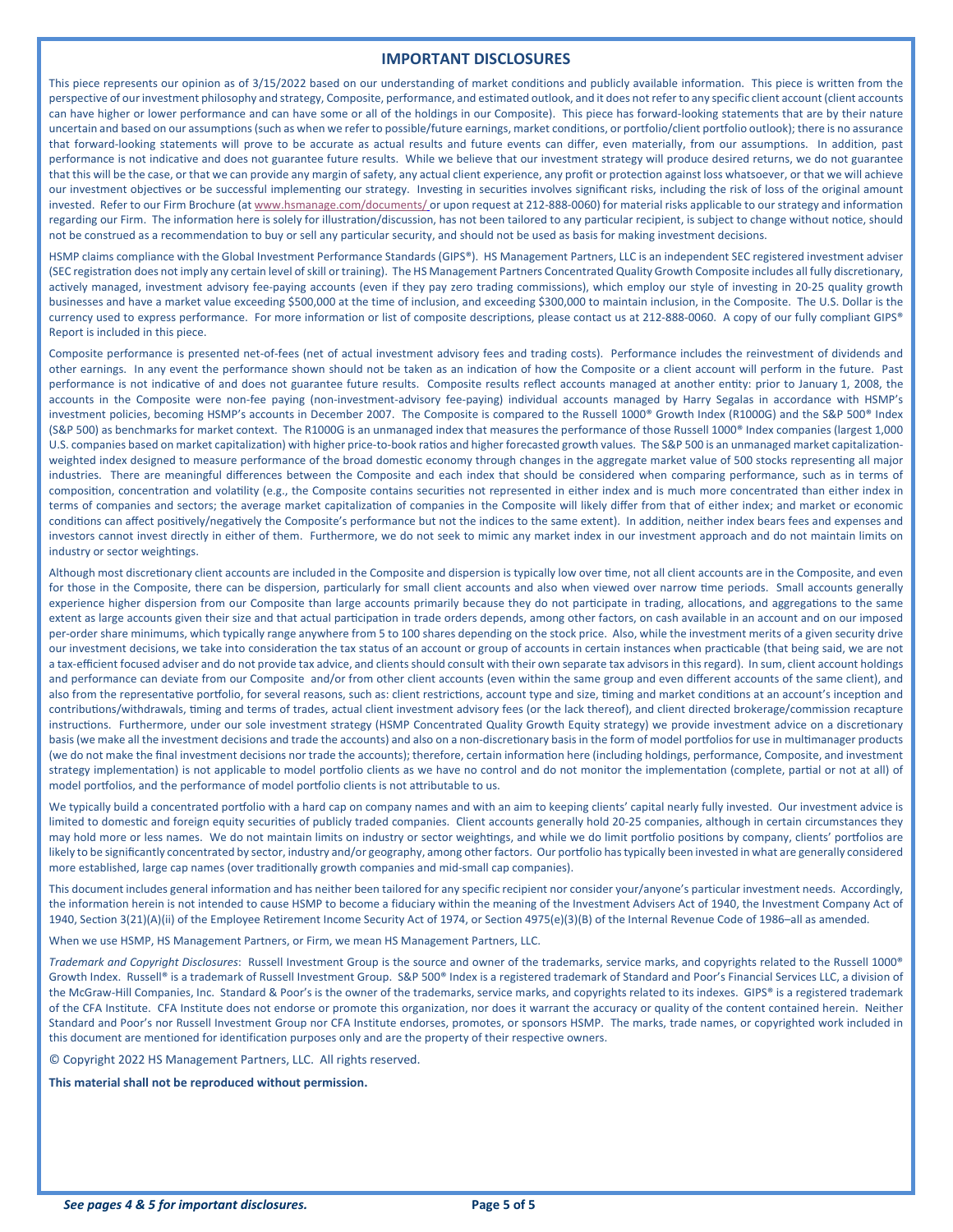## IMPORTANT DISCLOSURES

This piece represents our opinion as of 3/15/2022 based on our understanding of market conditions and publicly available information. This piece is written from the perspective of our investment philosophy and strategy, Composite, performance, and estimated outlook, and it does not refer to any specific client account (client accounts can have higher or lower performance and can have some or all of the holdings in our Composite). This piece has forward-looking statements that are by their nature uncertain and based on our assumptions (such as when we refer to possible/future earnings, market conditions, or portfolio/client portfolio outlook); there is no assurance that forward-looking statements will prove to be accurate as actual results and future events can differ, even materially, from our assumptions. In addition, past performance is not indicative and does not guarantee future results. While we believe that our investment strategy will produce desired returns, we do not guarantee that this will be the case, or that we can provide any margin of safety, any actual client experience, any profit or protection against loss whatsoever, or that we will achieve our investment objectives or be successful implementing our strategy. Investing in securities involves significant risks, including the risk of loss of the original amount invested. Refer to our Firm Brochure (at www.hsmanage.com/documents/ or upon request at 212-888-0060) for material risks applicable to our strategy and information regarding our Firm. The information here is solely for illustration/discussion, has not been tailored to any particular recipient, is subject to change without notice, should not be construed as a recommendation to buy or sell any particular security, and should not be used as basis for making investment decisions.

HSMP claims compliance with the Global Investment Performance Standards (GIPS®). HS Management Partners, LLC is an independent SEC registered investment adviser (SEC registration does not imply any certain level of skill or training). The HS Management Partners Concentrated Quality Growth Composite includes all fully discretionary, actively managed, investment advisory fee-paying accounts (even if they pay zero trading commissions), which employ our style of investing in 20-25 quality growth businesses and have a market value exceeding $500,000 at the time of inclusion, and exceeding $300,000 to maintain inclusion, in the Composite. The U.S. Dollar is the currency used to express performance. For more information or list of composite descriptions, please contact us at 212-888-0060. A copy of our fully compliant GIPS® Report is included in this piece.

Composite performance is presented net-of-fees (net of actual investment advisory fees and trading costs). Performance includes the reinvestment of dividends and other earnings. In any event the performance shown should not be taken as an indication of how the Composite or a client account will perform in the future. Past performance is not indicative of and does not guarantee future results. Composite results reflect accounts managed at another entity: prior to January 1, 2008, the accounts in the Composite were non-fee paying (non-investment-advisory fee-paying) individual accounts managed by Harry Segalas in accordance with HSMP's investment policies, becoming HSMP's accounts in December 2007. The Composite is compared to the Russell 1000® Growth Index (R1000G) and the S&P 500® Index (S&P 500) as benchmarks for market context. The R1000G is an unmanaged index that measures the performance of those Russell 1000® Index companies (largest 1,000 U.S. companies based on market capitalization) with higher price-to-book ratios and higher forecasted growth values. The S&P 500 is an unmanaged market capitalization-weighted index designed to measure performance of the broad domestic economy through changes in the aggregate market value of 500 stocks representing all major industries. There are meaningful differences between the Composite and each index that should be considered when comparing performance, such as in terms of composition, concentration and volatility (e.g., the Composite contains securities not represented in either index and is much more concentrated than either index in terms of companies and sectors; the average market capitalization of companies in the Composite will likely differ from that of either index; and market or economic conditions can affect positively/negatively the Composite's performance but not the indices to the same extent). In addition, neither index bears fees and expenses and investors cannot invest directly in either of them. Furthermore, we do not seek to mimic any market index in our investment approach and do not maintain limits on industry or sector weightings.

Although most discretionary client accounts are included in the Composite and dispersion is typically low over time, not all client accounts are in the Composite, and even for those in the Composite, there can be dispersion, particularly for small client accounts and also when viewed over narrow time periods. Small accounts generally experience higher dispersion from our Composite than large accounts primarily because they do not participate in trading, allocations, and aggregations to the same extent as large accounts given their size and that actual participation in trade orders depends, among other factors, on cash available in an account and on our imposed per-order share minimums, which typically range anywhere from 5 to 100 shares depending on the stock price. Also, while the investment merits of a given security drive our investment decisions, we take into consideration the tax status of an account or group of accounts in certain instances when practicable (that being said, we are not a tax-efficient focused adviser and do not provide tax advice, and clients should consult with their own separate tax advisors in this regard). In sum, client account holdings and performance can deviate from our Composite and/or from other client accounts (even within the same group and even different accounts of the same client), and also from the representative portfolio, for several reasons, such as: client restrictions, account type and size, timing and market conditions at an account's inception and contributions/withdrawals, timing and terms of trades, actual client investment advisory fees (or the lack thereof), and client directed brokerage/commission recapture instructions. Furthermore, under our sole investment strategy (HSMP Concentrated Quality Growth Equity strategy) we provide investment advice on a discretionary basis (we make all the investment decisions and trade the accounts) and also on a non-discretionary basis in the form of model portfolios for use in multimanager products (we do not make the final investment decisions nor trade the accounts); therefore, certain information here (including holdings, performance, Composite, and investment strategy implementation) is not applicable to model portfolio clients as we have no control and do not monitor the implementation (complete, partial or not at all) of model portfolios, and the performance of model portfolio clients is not attributable to us.

We typically build a concentrated portfolio with a hard cap on company names and with an aim to keeping clients' capital nearly fully invested. Our investment advice is limited to domestic and foreign equity securities of publicly traded companies. Client accounts generally hold 20-25 companies, although in certain circumstances they may hold more or less names. We do not maintain limits on industry or sector weightings, and while we do limit portfolio positions by company, clients' portfolios are likely to be significantly concentrated by sector, industry and/or geography, among other factors. Our portfolio has typically been invested in what are generally considered more established, large cap names (over traditionally growth companies and mid-small cap companies).

This document includes general information and has neither been tailored for any specific recipient nor consider your/anyone's particular investment needs. Accordingly, the information herein is not intended to cause HSMP to become a fiduciary within the meaning of the Investment Advisers Act of 1940, the Investment Company Act of 1940, Section 3(21)(A)(ii) of the Employee Retirement Income Security Act of 1974, or Section 4975(e)(3)(B) of the Internal Revenue Code of 1986–all as amended.

When we use HSMP, HS Management Partners, or Firm, we mean HS Management Partners, LLC.

*Trademark and Copyright Disclosures*: Russell Investment Group is the source and owner of the trademarks, service marks, and copyrights related to the Russell 1000® Growth Index. Russell® is a trademark of Russell Investment Group. S&P 500® Index is a registered trademark of Standard and Poor's Financial Services LLC, a division of the McGraw-Hill Companies, Inc. Standard & Poor's is the owner of the trademarks, service marks, and copyrights related to its indexes. GIPS® is a registered trademark of the CFA Institute. CFA Institute does not endorse or promote this organization, nor does it warrant the accuracy or quality of the content contained herein. Neither Standard and Poor's nor Russell Investment Group nor CFA Institute endorses, promotes, or sponsors HSMP. The marks, trade names, or copyrighted work included in this document are mentioned for identification purposes only and are the property of their respective owners.

© Copyright 2022 HS Management Partners, LLC. All rights reserved.

**This material shall not be reproduced without permission.**